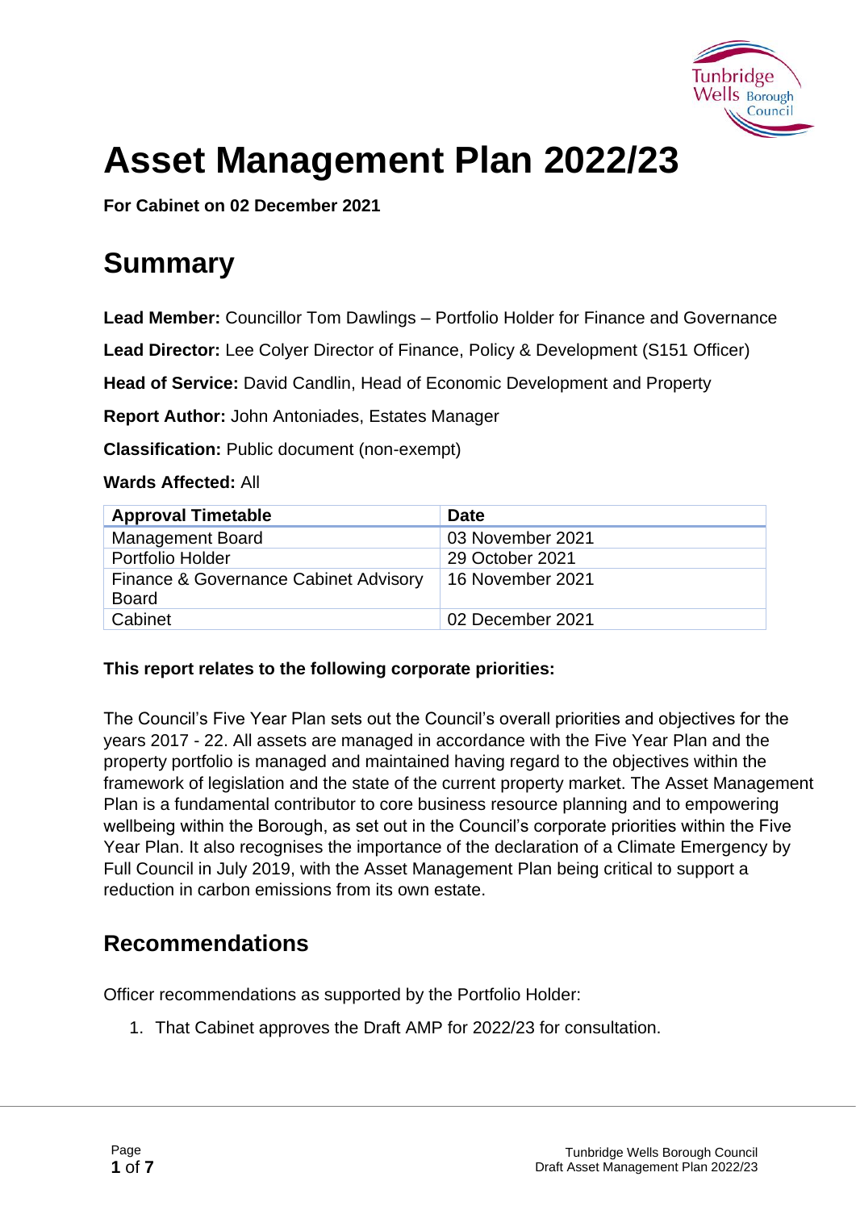# Asset Management Plan 2022/23

**For Cabinet on 02 December 2021**

# Summary

**Lead Member:** Councillor Tom Dawlings – Portfolio Holder for Finance and Governance

**Lead Director:** Lee Colyer Director of Finance, Policy & Development (S151 Officer)

**Head of Service:** David Candlin, Head of Economic Development and Property

**Report Author:** John Antoniades, Estates Manager

**Classification:** Public document (non-exempt)

**Wards Affected:** All

| Approval Timetable | Date |
| --- | --- |
| Management Board | 03 November 2021 |
| Portfolio Holder | 29 October 2021 |
| Finance & Governance Cabinet Advisory Board | 16 November 2021 |
| Cabinet | 02 December 2021 |

**This report relates to the following corporate priorities:**

The Council's Five Year Plan sets out the Council's overall priorities and objectives for the years 2017 - 22. All assets are managed in accordance with the Five Year Plan and the property portfolio is managed and maintained having regard to the objectives within the framework of legislation and the state of the current property market. The Asset Management Plan is a fundamental contributor to core business resource planning and to empowering wellbeing within the Borough, as set out in the Council's corporate priorities within the Five Year Plan. It also recognises the importance of the declaration of a Climate Emergency by Full Council in July 2019, with the Asset Management Plan being critical to support a reduction in carbon emissions from its own estate.

## Recommendations

Officer recommendations as supported by the Portfolio Holder:

1. That Cabinet approves the Draft AMP for 2022/23 for consultation.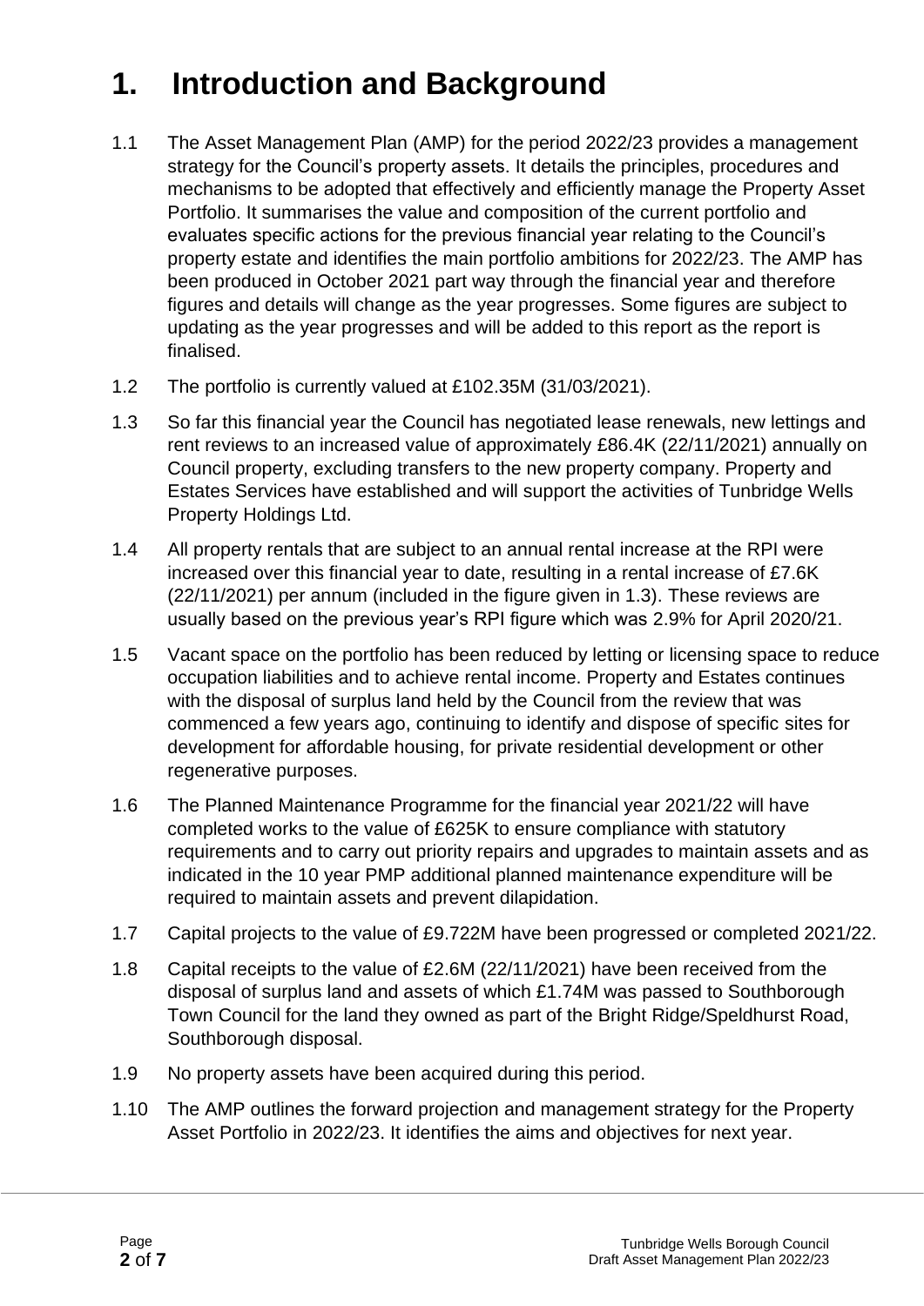# 1. Introduction and Background

1.1 The Asset Management Plan (AMP) for the period 2022/23 provides a management strategy for the Council's property assets. It details the principles, procedures and mechanisms to be adopted that effectively and efficiently manage the Property Asset Portfolio. It summarises the value and composition of the current portfolio and evaluates specific actions for the previous financial year relating to the Council's property estate and identifies the main portfolio ambitions for 2022/23. The AMP has been produced in October 2021 part way through the financial year and therefore figures and details will change as the year progresses. Some figures are subject to updating as the year progresses and will be added to this report as the report is finalised.

1.2 The portfolio is currently valued at £102.35M (31/03/2021).

1.3 So far this financial year the Council has negotiated lease renewals, new lettings and rent reviews to an increased value of approximately £86.4K (22/11/2021) annually on Council property, excluding transfers to the new property company. Property and Estates Services have established and will support the activities of Tunbridge Wells Property Holdings Ltd.

1.4 All property rentals that are subject to an annual rental increase at the RPI were increased over this financial year to date, resulting in a rental increase of £7.6K (22/11/2021) per annum (included in the figure given in 1.3). These reviews are usually based on the previous year's RPI figure which was 2.9% for April 2020/21.

1.5 Vacant space on the portfolio has been reduced by letting or licensing space to reduce occupation liabilities and to achieve rental income. Property and Estates continues with the disposal of surplus land held by the Council from the review that was commenced a few years ago, continuing to identify and dispose of specific sites for development for affordable housing, for private residential development or other regenerative purposes.

1.6 The Planned Maintenance Programme for the financial year 2021/22 will have completed works to the value of £625K to ensure compliance with statutory requirements and to carry out priority repairs and upgrades to maintain assets and as indicated in the 10 year PMP additional planned maintenance expenditure will be required to maintain assets and prevent dilapidation.

1.7 Capital projects to the value of £9.722M have been progressed or completed 2021/22.

1.8 Capital receipts to the value of £2.6M (22/11/2021) have been received from the disposal of surplus land and assets of which £1.74M was passed to Southborough Town Council for the land they owned as part of the Bright Ridge/Speldhurst Road, Southborough disposal.

1.9 No property assets have been acquired during this period.

1.10 The AMP outlines the forward projection and management strategy for the Property Asset Portfolio in 2022/23. It identifies the aims and objectives for next year.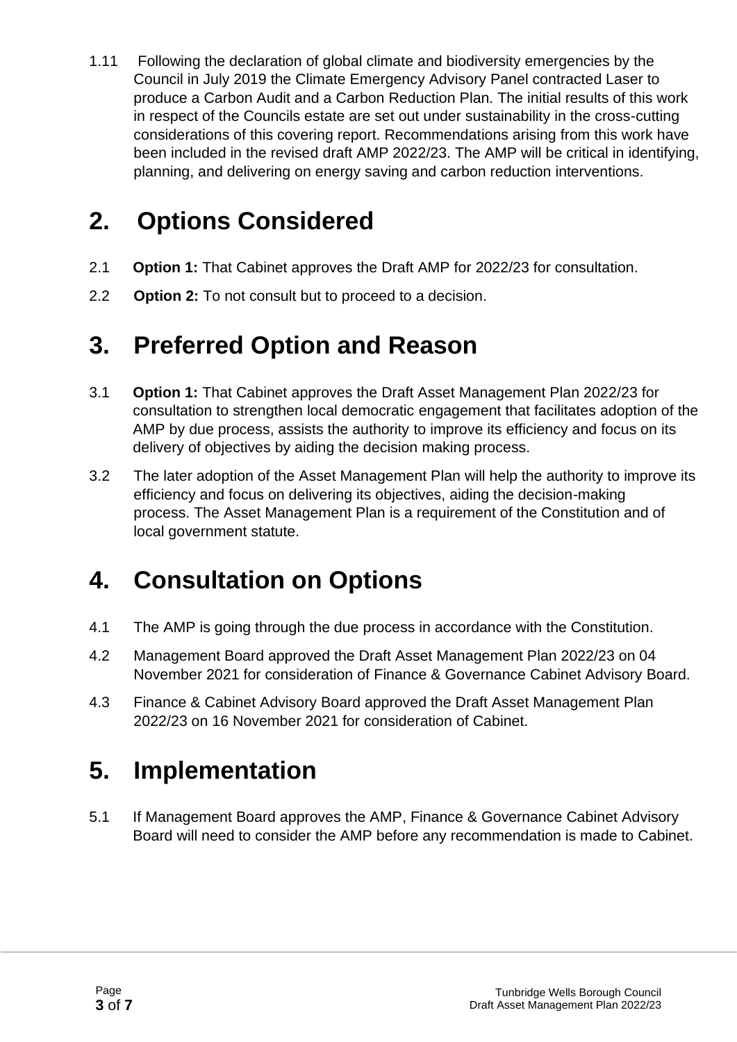1.11 Following the declaration of global climate and biodiversity emergencies by the Council in July 2019 the Climate Emergency Advisory Panel contracted Laser to produce a Carbon Audit and a Carbon Reduction Plan. The initial results of this work in respect of the Councils estate are set out under sustainability in the cross-cutting considerations of this covering report. Recommendations arising from this work have been included in the revised draft AMP 2022/23. The AMP will be critical in identifying, planning, and delivering on energy saving and carbon reduction interventions.

# 2. Options Considered

2.1 **Option 1:** That Cabinet approves the Draft AMP for 2022/23 for consultation.

2.2 **Option 2:** To not consult but to proceed to a decision.

# 3. Preferred Option and Reason

3.1 **Option 1:** That Cabinet approves the Draft Asset Management Plan 2022/23 for consultation to strengthen local democratic engagement that facilitates adoption of the AMP by due process, assists the authority to improve its efficiency and focus on its delivery of objectives by aiding the decision making process.

3.2 The later adoption of the Asset Management Plan will help the authority to improve its efficiency and focus on delivering its objectives, aiding the decision-making process. The Asset Management Plan is a requirement of the Constitution and of local government statute.

# 4. Consultation on Options

4.1 The AMP is going through the due process in accordance with the Constitution.

4.2 Management Board approved the Draft Asset Management Plan 2022/23 on 04 November 2021 for consideration of Finance & Governance Cabinet Advisory Board.

4.3 Finance & Cabinet Advisory Board approved the Draft Asset Management Plan 2022/23 on 16 November 2021 for consideration of Cabinet.

# 5. Implementation

5.1 If Management Board approves the AMP, Finance & Governance Cabinet Advisory Board will need to consider the AMP before any recommendation is made to Cabinet.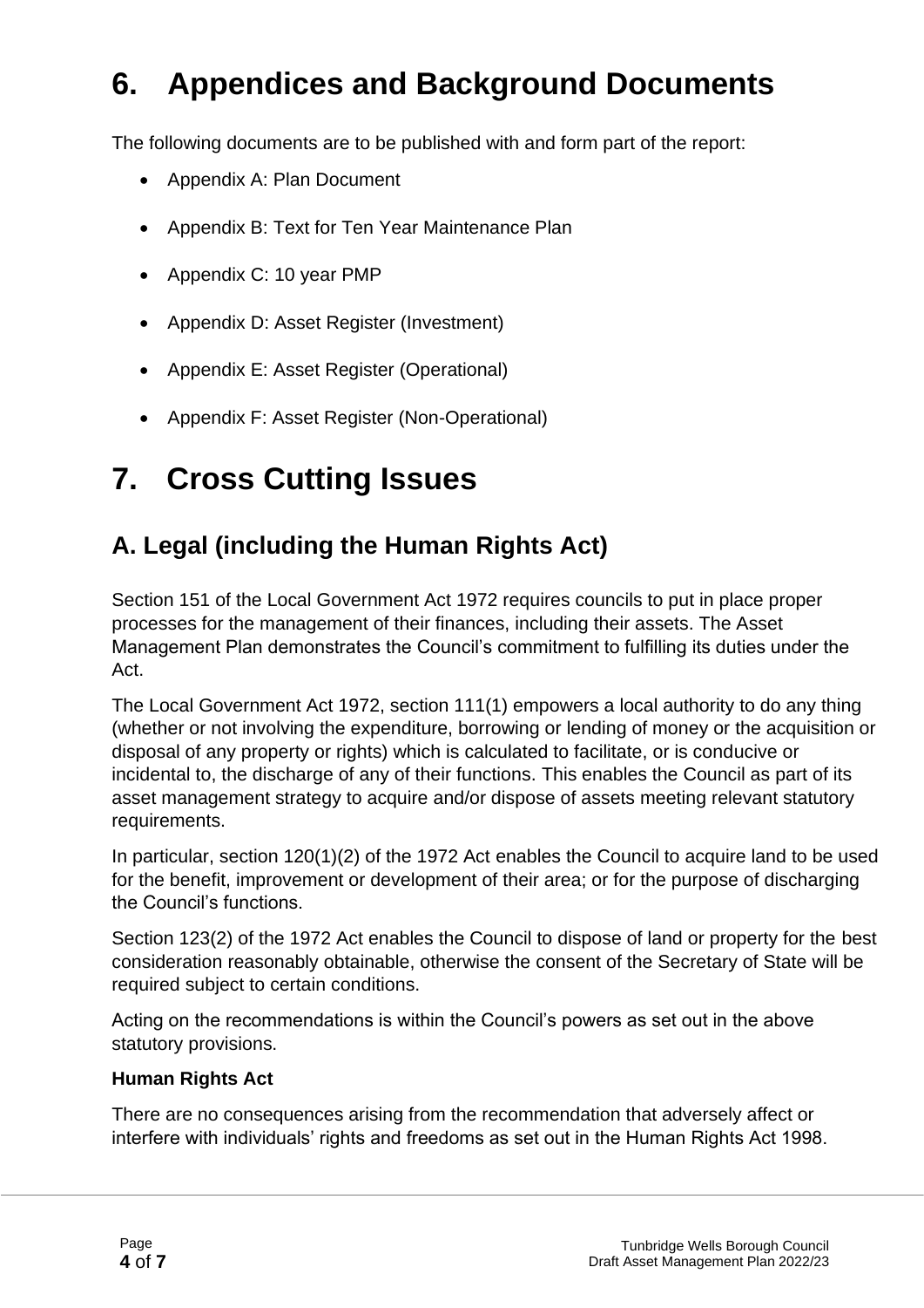# 6. Appendices and Background Documents

The following documents are to be published with and form part of the report:

- Appendix A: Plan Document
- Appendix B: Text for Ten Year Maintenance Plan
- Appendix C: 10 year PMP
- Appendix D: Asset Register (Investment)
- Appendix E: Asset Register (Operational)
- Appendix F: Asset Register (Non-Operational)

# 7. Cross Cutting Issues

## A. Legal (including the Human Rights Act)

Section 151 of the Local Government Act 1972 requires councils to put in place proper processes for the management of their finances, including their assets. The Asset Management Plan demonstrates the Council's commitment to fulfilling its duties under the Act.

The Local Government Act 1972, section 111(1) empowers a local authority to do any thing (whether or not involving the expenditure, borrowing or lending of money or the acquisition or disposal of any property or rights) which is calculated to facilitate, or is conducive or incidental to, the discharge of any of their functions. This enables the Council as part of its asset management strategy to acquire and/or dispose of assets meeting relevant statutory requirements.

In particular, section 120(1)(2) of the 1972 Act enables the Council to acquire land to be used for the benefit, improvement or development of their area; or for the purpose of discharging the Council's functions.

Section 123(2) of the 1972 Act enables the Council to dispose of land or property for the best consideration reasonably obtainable, otherwise the consent of the Secretary of State will be required subject to certain conditions.

Acting on the recommendations is within the Council's powers as set out in the above statutory provisions.

**Human Rights Act**

There are no consequences arising from the recommendation that adversely affect or interfere with individuals' rights and freedoms as set out in the Human Rights Act 1998.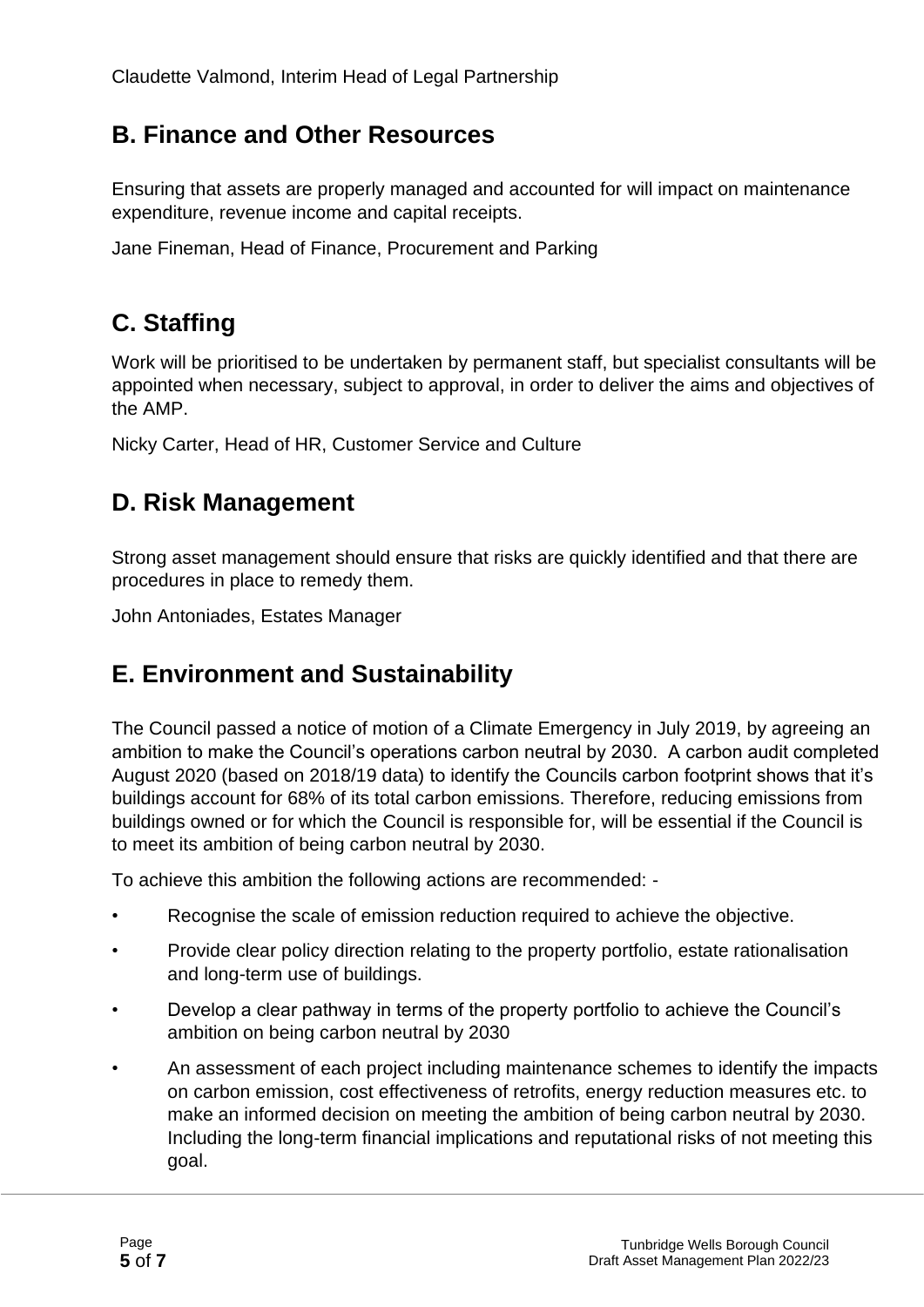Claudette Valmond, Interim Head of Legal Partnership

## B. Finance and Other Resources

Ensuring that assets are properly managed and accounted for will impact on maintenance expenditure, revenue income and capital receipts.

Jane Fineman, Head of Finance, Procurement and Parking

## C. Staffing

Work will be prioritised to be undertaken by permanent staff, but specialist consultants will be appointed when necessary, subject to approval, in order to deliver the aims and objectives of the AMP.

Nicky Carter, Head of HR, Customer Service and Culture

## D. Risk Management

Strong asset management should ensure that risks are quickly identified and that there are procedures in place to remedy them.

John Antoniades, Estates Manager

## E. Environment and Sustainability

The Council passed a notice of motion of a Climate Emergency in July 2019, by agreeing an ambition to make the Council's operations carbon neutral by 2030. A carbon audit completed August 2020 (based on 2018/19 data) to identify the Councils carbon footprint shows that it's buildings account for 68% of its total carbon emissions. Therefore, reducing emissions from buildings owned or for which the Council is responsible for, will be essential if the Council is to meet its ambition of being carbon neutral by 2030.

To achieve this ambition the following actions are recommended: -

- Recognise the scale of emission reduction required to achieve the objective.
- Provide clear policy direction relating to the property portfolio, estate rationalisation and long-term use of buildings.
- Develop a clear pathway in terms of the property portfolio to achieve the Council's ambition on being carbon neutral by 2030
- An assessment of each project including maintenance schemes to identify the impacts on carbon emission, cost effectiveness of retrofits, energy reduction measures etc. to make an informed decision on meeting the ambition of being carbon neutral by 2030. Including the long-term financial implications and reputational risks of not meeting this goal.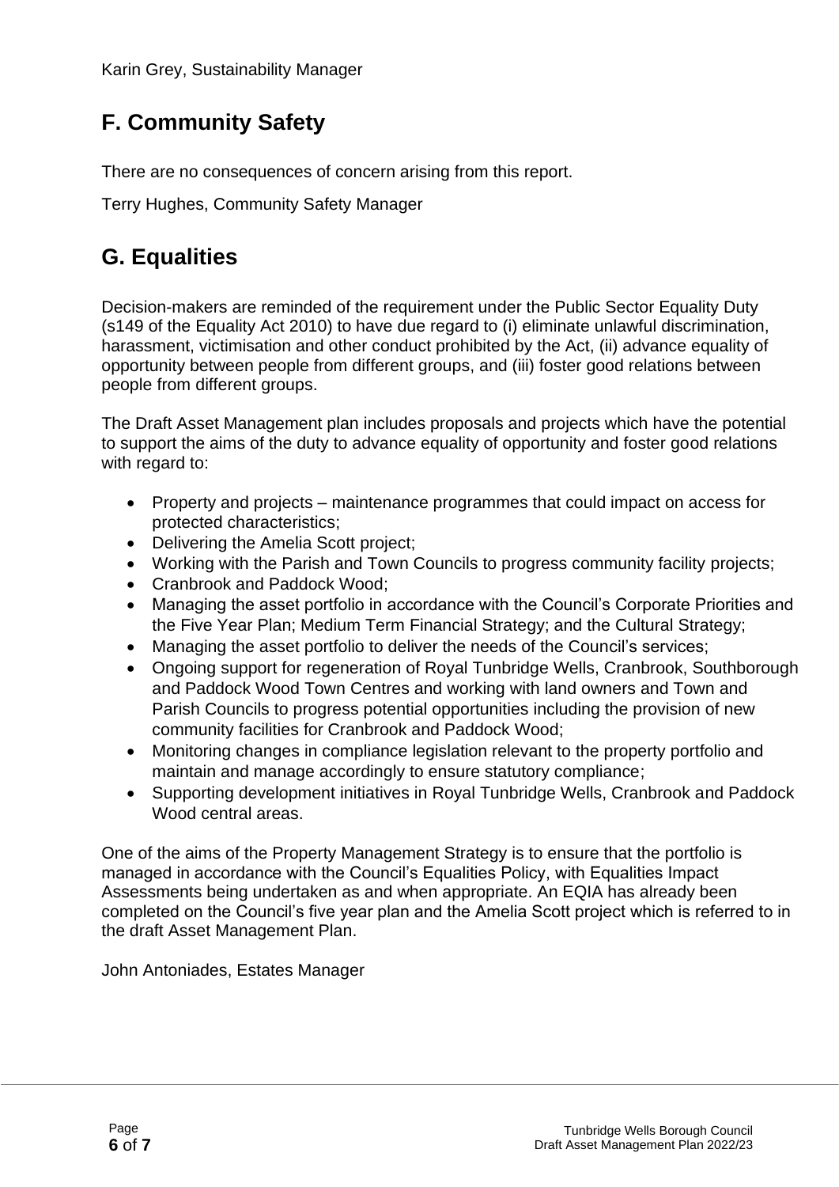Karin Grey, Sustainability Manager

## F. Community Safety

There are no consequences of concern arising from this report.

Terry Hughes, Community Safety Manager

## G. Equalities

Decision-makers are reminded of the requirement under the Public Sector Equality Duty (s149 of the Equality Act 2010) to have due regard to (i) eliminate unlawful discrimination, harassment, victimisation and other conduct prohibited by the Act, (ii) advance equality of opportunity between people from different groups, and (iii) foster good relations between people from different groups.

The Draft Asset Management plan includes proposals and projects which have the potential to support the aims of the duty to advance equality of opportunity and foster good relations with regard to:

- Property and projects – maintenance programmes that could impact on access for protected characteristics;
- Delivering the Amelia Scott project;
- Working with the Parish and Town Councils to progress community facility projects;
- Cranbrook and Paddock Wood;
- Managing the asset portfolio in accordance with the Council's Corporate Priorities and the Five Year Plan; Medium Term Financial Strategy; and the Cultural Strategy;
- Managing the asset portfolio to deliver the needs of the Council's services;
- Ongoing support for regeneration of Royal Tunbridge Wells, Cranbrook, Southborough and Paddock Wood Town Centres and working with land owners and Town and Parish Councils to progress potential opportunities including the provision of new community facilities for Cranbrook and Paddock Wood;
- Monitoring changes in compliance legislation relevant to the property portfolio and maintain and manage accordingly to ensure statutory compliance;
- Supporting development initiatives in Royal Tunbridge Wells, Cranbrook and Paddock Wood central areas.

One of the aims of the Property Management Strategy is to ensure that the portfolio is managed in accordance with the Council's Equalities Policy, with Equalities Impact Assessments being undertaken as and when appropriate. An EQIA has already been completed on the Council's five year plan and the Amelia Scott project which is referred to in the draft Asset Management Plan.

John Antoniades, Estates Manager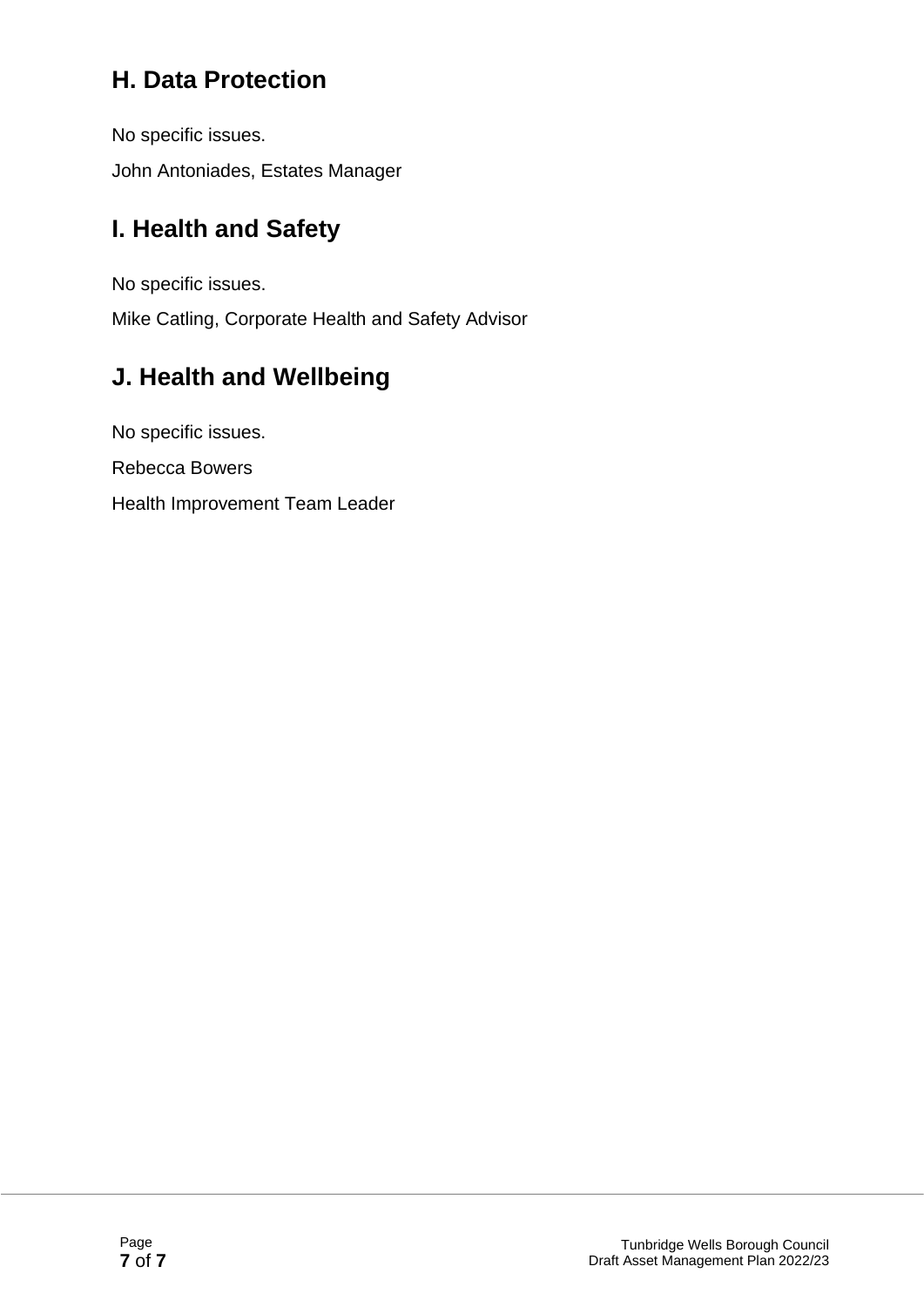## H. Data Protection

No specific issues.

John Antoniades, Estates Manager

## I. Health and Safety

No specific issues.

Mike Catling, Corporate Health and Safety Advisor

## J. Health and Wellbeing

No specific issues.

Rebecca Bowers

Health Improvement Team Leader